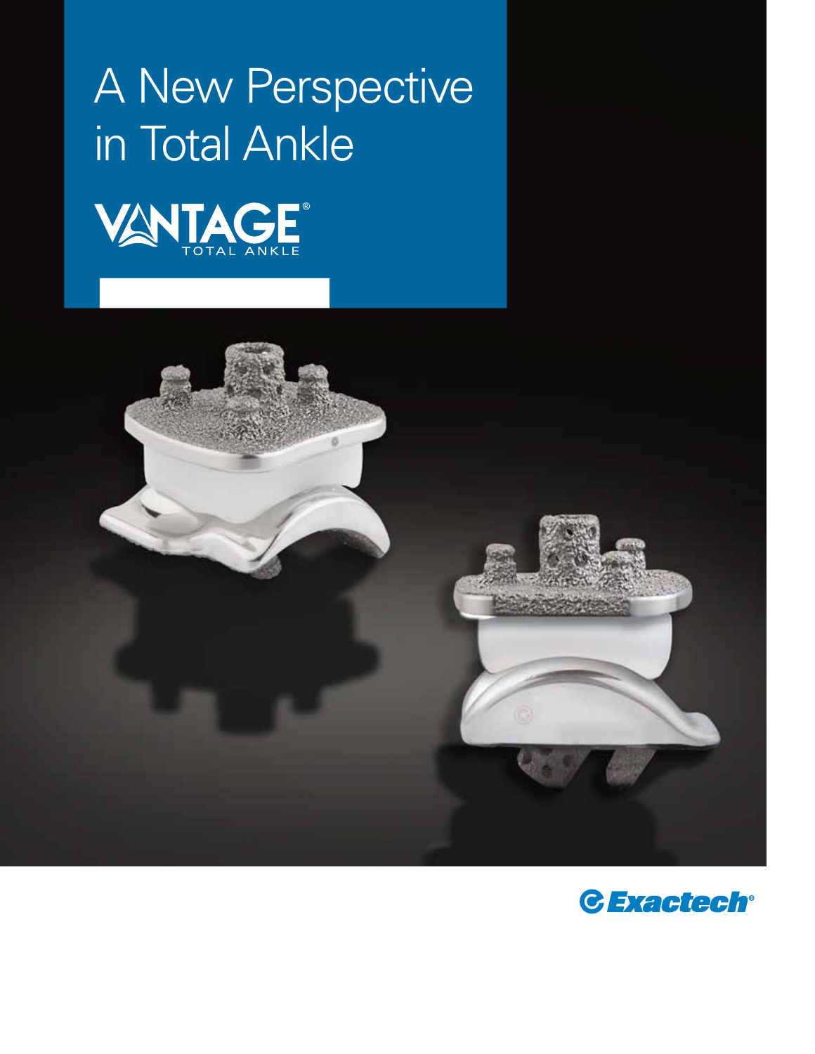# A New Perspective in Total Ankle

VANTAGE®
TOTAL ANKLE

Exactech®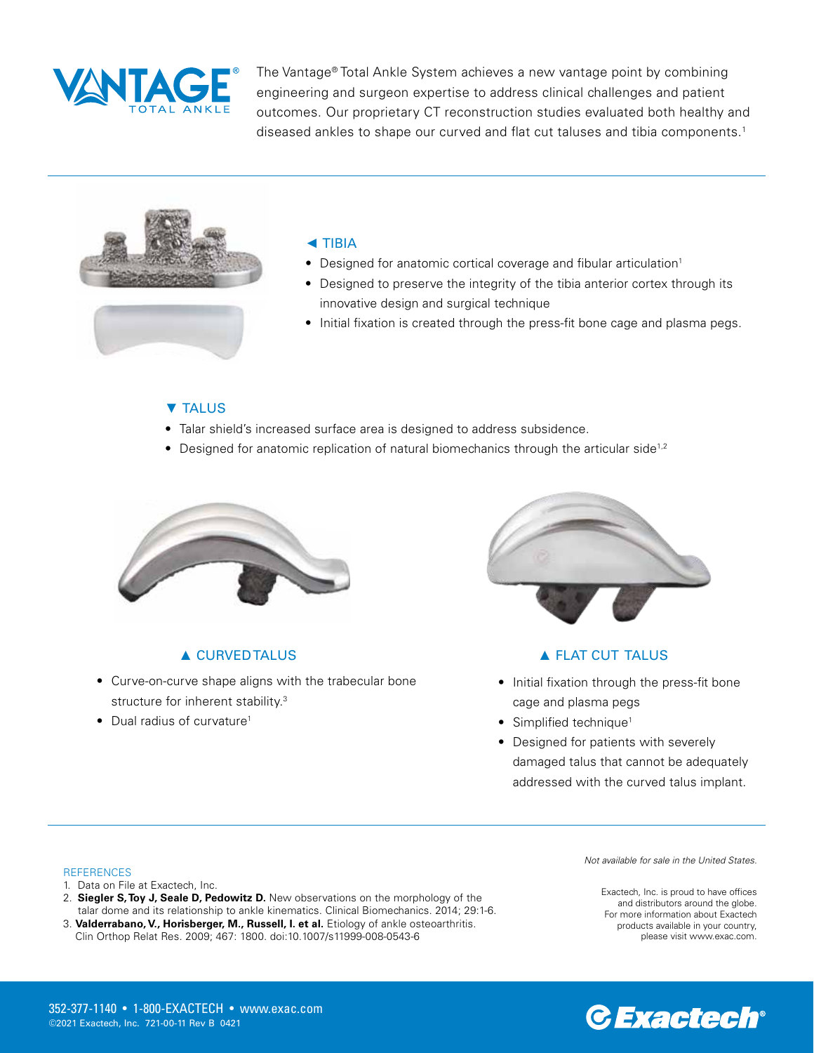VANTAGE® TOTAL ANKLE

The Vantage® Total Ankle System achieves a new vantage point by combining engineering and surgeon expertise to address clinical challenges and patient outcomes. Our proprietary CT reconstruction studies evaluated both healthy and diseased ankles to shape our curved and flat cut taluses and tibia components.[1]

## ◄ TIBIA

- Designed for anatomic cortical coverage and fibular articulation[1]
- Designed to preserve the integrity of the tibia anterior cortex through its innovative design and surgical technique
- Initial fixation is created through the press-fit bone cage and plasma pegs.

## ▼ TALUS

- Talar shield's increased surface area is designed to address subsidence.
- Designed for anatomic replication of natural biomechanics through the articular side[1,2]

### ▲ CURVED TALUS

- Curve-on-curve shape aligns with the trabecular bone structure for inherent stability.[3]
- Dual radius of curvature[1]

### ▲ FLAT CUT TALUS

- Initial fixation through the press-fit bone cage and plasma pegs
- Simplified technique[1]
- Designed for patients with severely damaged talus that cannot be adequately addressed with the curved talus implant.

REFERENCES

1. Data on File at Exactech, Inc.
2. **Siegler S, Toy J, Seale D, Pedowitz D.** New observations on the morphology of the talar dome and its relationship to ankle kinematics. Clinical Biomechanics. 2014; 29:1-6.
3. **Valderrabano, V., Horisberger, M., Russell, I. et al.** Etiology of ankle osteoarthritis. Clin Orthop Relat Res. 2009; 467: 1800. doi:10.1007/s11999-008-0543-6

*Not available for sale in the United States.*

Exactech, Inc. is proud to have offices and distributors around the globe. For more information about Exactech products available in your country, please visit www.exac.com.

352-377-1140 • 1-800-EXACTECH • www.exac.com
©2021 Exactech, Inc. 721-00-11 Rev B 0421

Exactech®